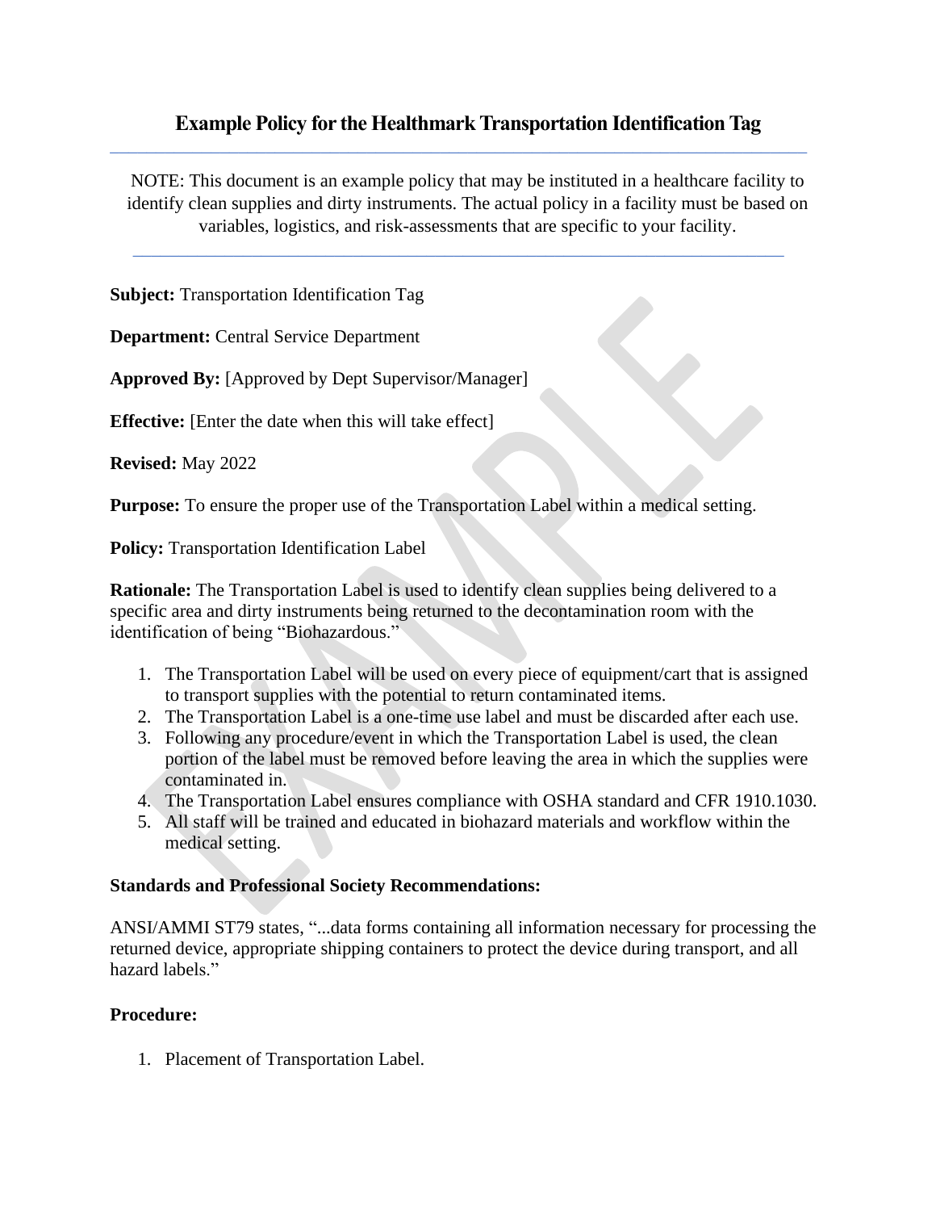# Example Policy for the Healthmark Transportation Identification Tag

NOTE: This document is an example policy that may be instituted in a healthcare facility to identify clean supplies and dirty instruments. The actual policy in a facility must be based on variables, logistics, and risk-assessments that are specific to your facility.

**Subject:** Transportation Identification Tag

**Department:** Central Service Department

**Approved By:** [Approved by Dept Supervisor/Manager]

**Effective:** [Enter the date when this will take effect]

**Revised:** May 2022

**Purpose:** To ensure the proper use of the Transportation Label within a medical setting.

**Policy:** Transportation Identification Label

**Rationale:** The Transportation Label is used to identify clean supplies being delivered to a specific area and dirty instruments being returned to the decontamination room with the identification of being "Biohazardous."

1. The Transportation Label will be used on every piece of equipment/cart that is assigned to transport supplies with the potential to return contaminated items.
2. The Transportation Label is a one-time use label and must be discarded after each use.
3. Following any procedure/event in which the Transportation Label is used, the clean portion of the label must be removed before leaving the area in which the supplies were contaminated in.
4. The Transportation Label ensures compliance with OSHA standard and CFR 1910.1030.
5. All staff will be trained and educated in biohazard materials and workflow within the medical setting.

**Standards and Professional Society Recommendations:**

ANSI/AMMI ST79 states, "...data forms containing all information necessary for processing the returned device, appropriate shipping containers to protect the device during transport, and all hazard labels."

**Procedure:**

1. Placement of Transportation Label.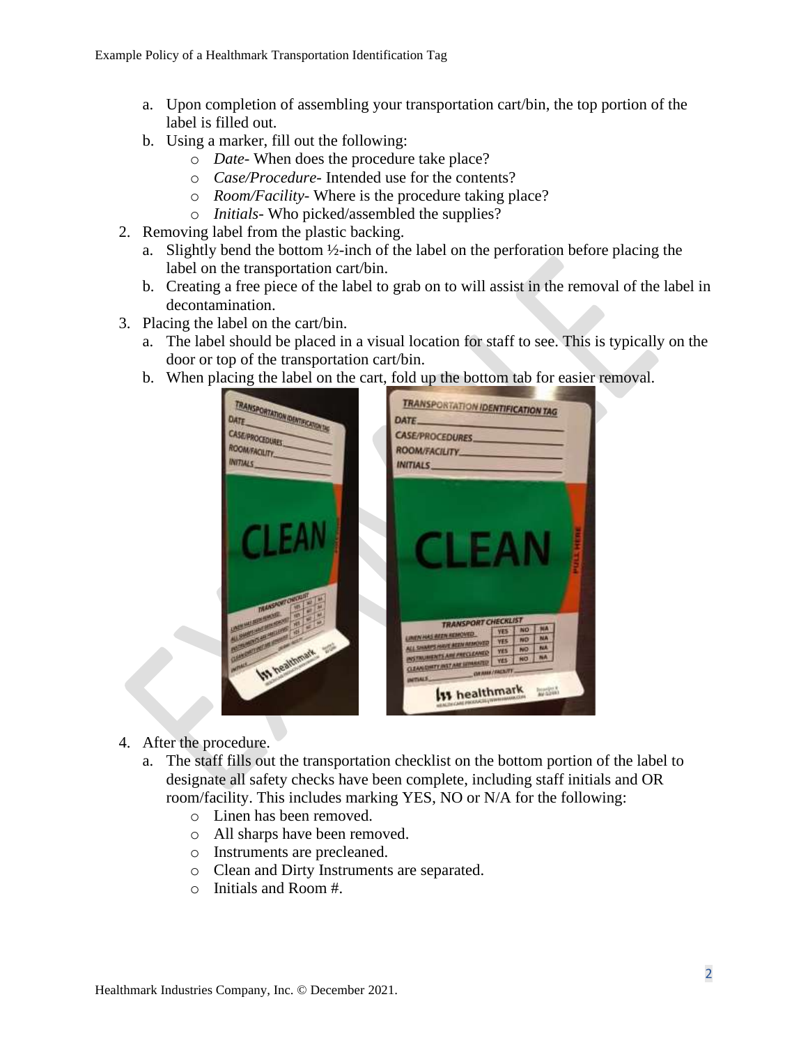a. Upon completion of assembling your transportation cart/bin, the top portion of the label is filled out.
   b. Using a marker, fill out the following:
      - *Date*- When does the procedure take place?
      - *Case/Procedure*- Intended use for the contents?
      - *Room/Facility*- Where is the procedure taking place?
      - *Initials*- Who picked/assembled the supplies?

2. Removing label from the plastic backing.
   a. Slightly bend the bottom ½-inch of the label on the perforation before placing the label on the transportation cart/bin.
   b. Creating a free piece of the label to grab on to will assist in the removal of the label in decontamination.
3. Placing the label on the cart/bin.
   a. The label should be placed in a visual location for staff to see. This is typically on the door or top of the transportation cart/bin.
   b. When placing the label on the cart, fold up the bottom tab for easier removal.
4. After the procedure.
   a. The staff fills out the transportation checklist on the bottom portion of the label to designate all safety checks have been complete, including staff initials and OR room/facility. This includes marking YES, NO or N/A for the following:
      - Linen has been removed.
      - All sharps have been removed.
      - Instruments are precleaned.
      - Clean and Dirty Instruments are separated.
      - Initials and Room #.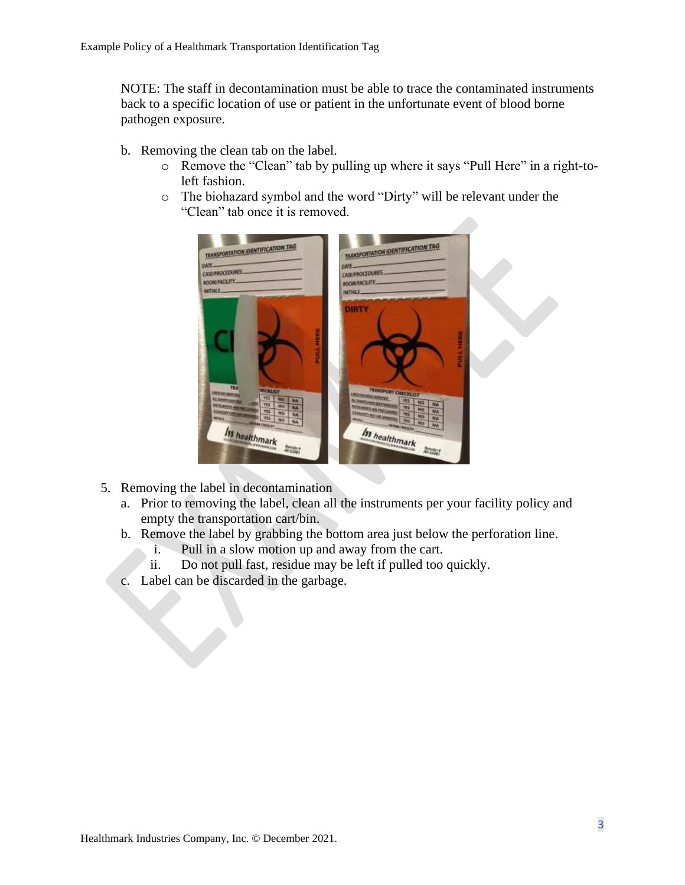NOTE: The staff in decontamination must be able to trace the contaminated instruments back to a specific location of use or patient in the unfortunate event of blood borne pathogen exposure.

b. Removing the clean tab on the label.
   - Remove the "Clean" tab by pulling up where it says "Pull Here" in a right-to-left fashion.
   - The biohazard symbol and the word "Dirty" will be relevant under the "Clean" tab once it is removed.

5. Removing the label in decontamination
   a. Prior to removing the label, clean all the instruments per your facility policy and empty the transportation cart/bin.
   b. Remove the label by grabbing the bottom area just below the perforation line.
      i. Pull in a slow motion up and away from the cart.
      ii. Do not pull fast, residue may be left if pulled too quickly.
   c. Label can be discarded in the garbage.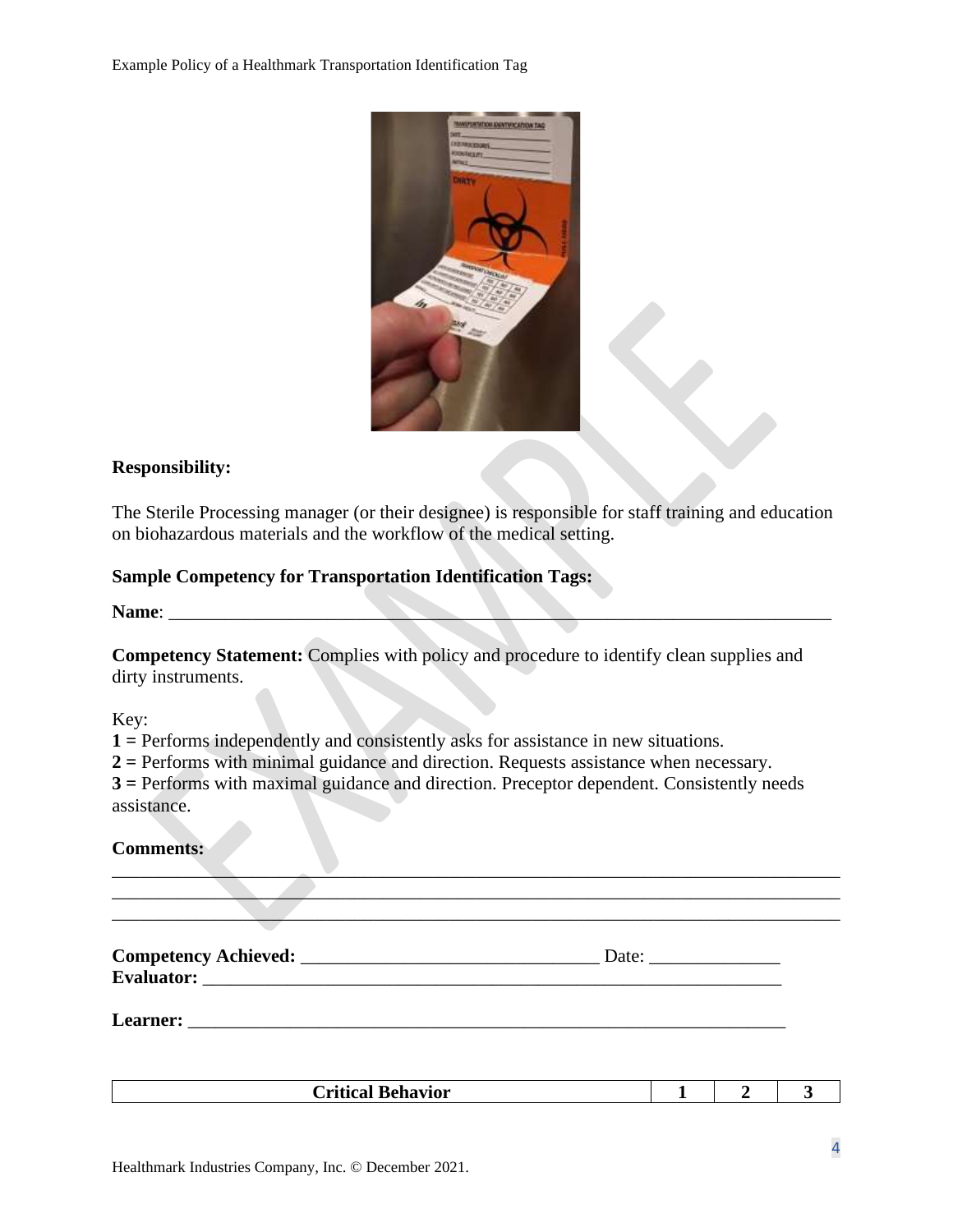**Responsibility:**

The Sterile Processing manager (or their designee) is responsible for staff training and education on biohazardous materials and the workflow of the medical setting.

**Sample Competency for Transportation Identification Tags:**

**Name**: ___________________________________________________________________________

**Competency Statement:** Complies with policy and procedure to identify clean supplies and dirty instruments.

Key:
**1 =** Performs independently and consistently asks for assistance in new situations.
**2 =** Performs with minimal guidance and direction. Requests assistance when necessary.
**3 =** Performs with maximal guidance and direction. Preceptor dependent. Consistently needs assistance.

**Comments:**

_____________________________________________________________________________
_____________________________________________________________________________
_____________________________________________________________________________

**Competency Achieved:** ________________________________ Date: ______________
**Evaluator:** _______________________________________________________________

**Learner:** ________________________________________________________________

| Critical Behavior | 1 | 2 | 3 |
|---|---|---|---|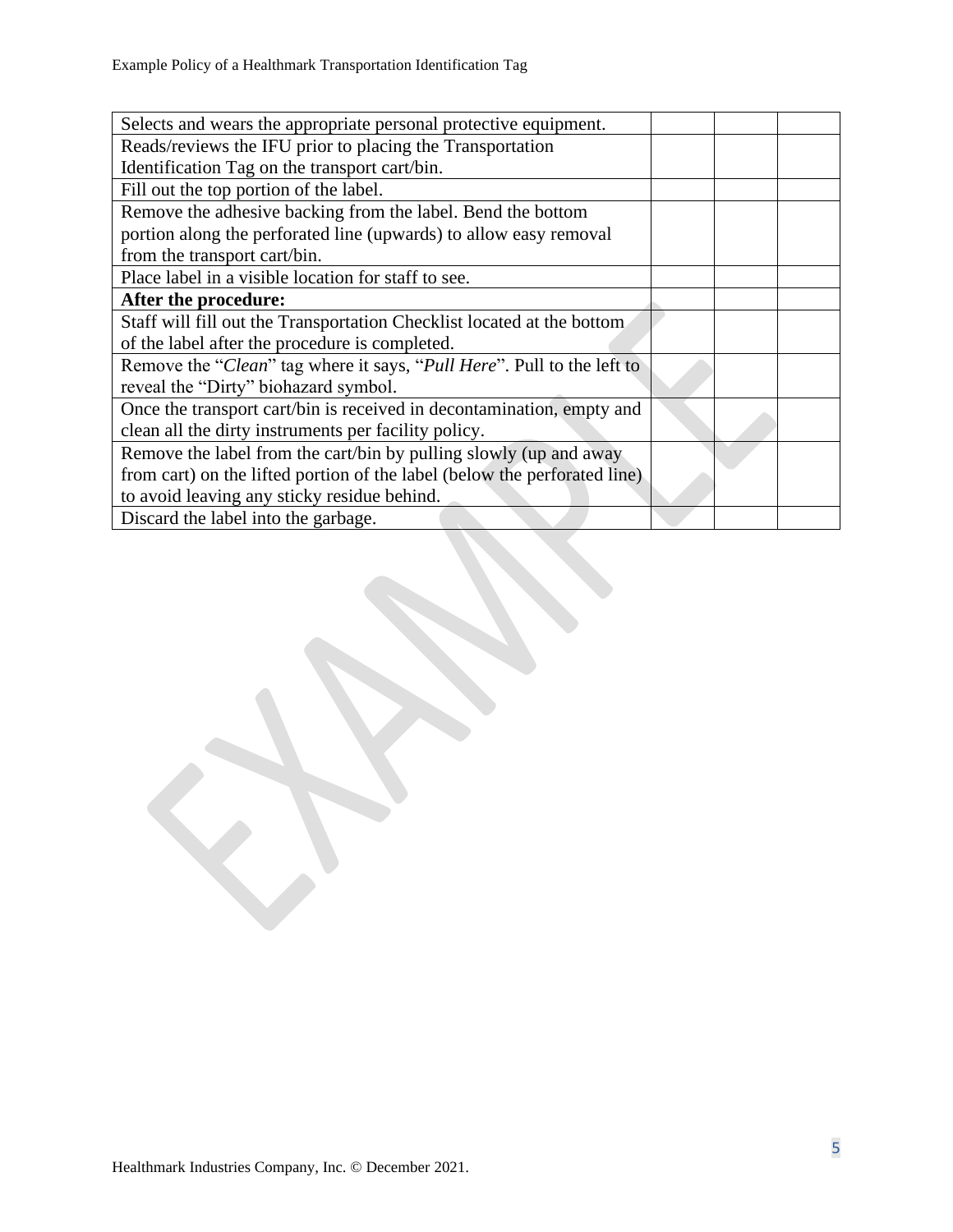| | | | |
|---|---|---|---|
| Selects and wears the appropriate personal protective equipment. | | | |
| Reads/reviews the IFU prior to placing the Transportation Identification Tag on the transport cart/bin. | | | |
| Fill out the top portion of the label. | | | |
| Remove the adhesive backing from the label. Bend the bottom portion along the perforated line (upwards) to allow easy removal from the transport cart/bin. | | | |
| Place label in a visible location for staff to see. | | | |
| **After the procedure:** | | | |
| Staff will fill out the Transportation Checklist located at the bottom of the label after the procedure is completed. | | | |
| Remove the "*Clean*" tag where it says, "*Pull Here*". Pull to the left to reveal the "Dirty" biohazard symbol. | | | |
| Once the transport cart/bin is received in decontamination, empty and clean all the dirty instruments per facility policy. | | | |
| Remove the label from the cart/bin by pulling slowly (up and away from cart) on the lifted portion of the label (below the perforated line) to avoid leaving any sticky residue behind. | | | |
| Discard the label into the garbage. | | | |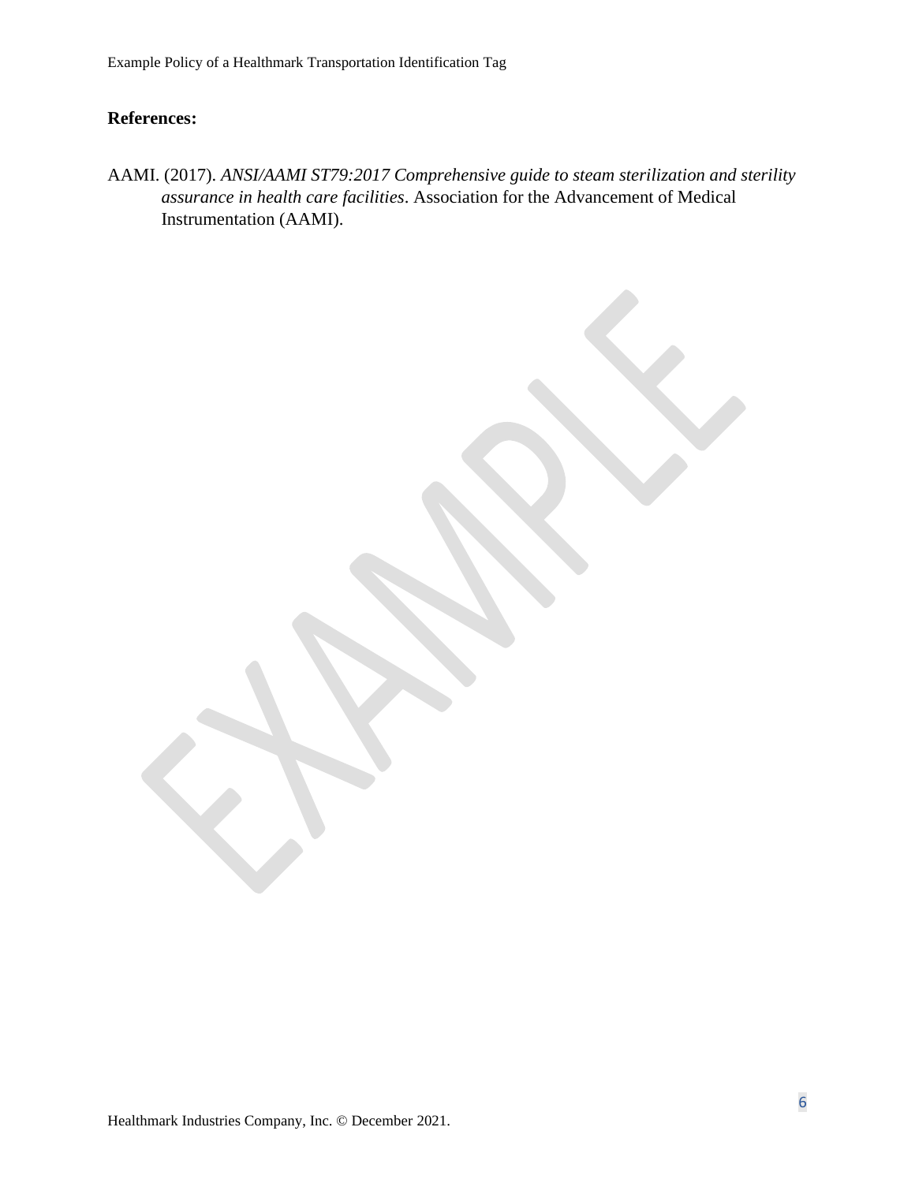**References:**

AAMI. (2017). *ANSI/AAMI ST79:2017 Comprehensive guide to steam sterilization and sterility assurance in health care facilities*. Association for the Advancement of Medical Instrumentation (AAMI).